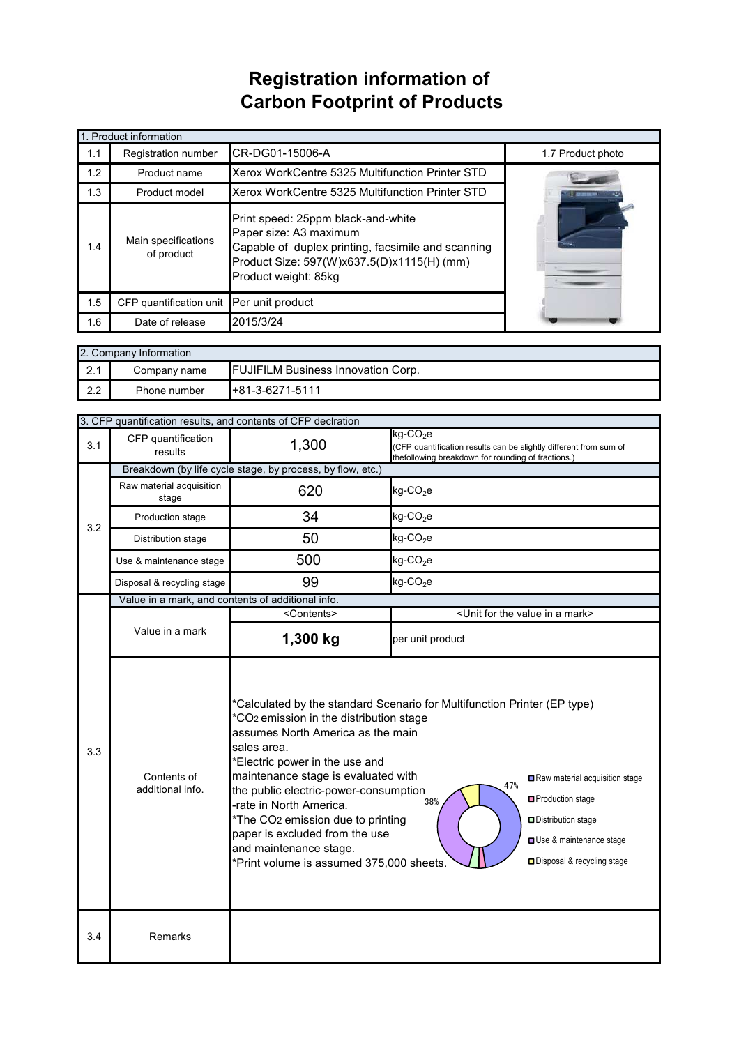# Registration information of Carbon Footprint of Products

| 1. Product information | | | |
|---|---|---|---|
| 1.1 | Registration number | CR-DG01-15006-A | 1.7 Product photo |
| 1.2 | Product name | Xerox WorkCentre 5325 Multifunction Printer STD | |
| 1.3 | Product model | Xerox WorkCentre 5325 Multifunction Printer STD | |
| 1.4 | Main specifications of product | Print speed: 25ppm black-and-white<br>Paper size: A3 maximum<br>Capable of duplex printing, facsimile and scanning<br>Product Size: 597(W)x637.5(D)x1115(H) (mm)<br>Product weight: 85kg | |
| 1.5 | CFP quantification unit | Per unit product | |
| 1.6 | Date of release | 2015/3/24 | |

| 2. Company Information | | |
|---|---|---|
| 2.1 | Company name | FUJIFILM Business Innovation Corp. |
| 2.2 | Phone number | +81-3-6271-5111 |

| 3. CFP quantification results, and contents of CFP declration | | | |
|---|---|---|---|
| 3.1 | CFP quantification results | 1,300 | kg-$CO_2$e (CFP quantification results can be slightly different from sum of thefollowing breakdown for rounding of fractions.) |
| 3.2 | Breakdown (by life cycle stage, by process, by flow, etc.) | | |
| | Raw material acquisition stage | 620 | kg-$CO_2$e |
| | Production stage | 34 | kg-$CO_2$e |
| | Distribution stage | 50 | kg-$CO_2$e |
| | Use & maintenance stage | 500 | kg-$CO_2$e |
| | Disposal & recycling stage | 99 | kg-$CO_2$e |
| 3.3 | Value in a mark, and contents of additional info. | | |
| | Value in a mark | <Contents><br>**1,300 kg** | <Unit for the value in a mark><br>per unit product |
| | Contents of additional info. | *Calculated by the standard Scenario for Multifunction Printer (EP type)<br>*$CO_2$ emission in the distribution stage assumes North America as the main sales area.<br>*Electric power in the use and maintenance stage is evaluated with the public electric-power-consumption -rate in North America.<br>*The $CO_2$ emission due to printing paper is excluded from the use and maintenance stage.<br>*Print volume is assumed 375,000 sheets.<br>Chart: Raw material acquisition stage 47%; Production stage; Distribution stage; Use & maintenance stage 38%; Disposal & recycling stage | |
| 3.4 | Remarks | | |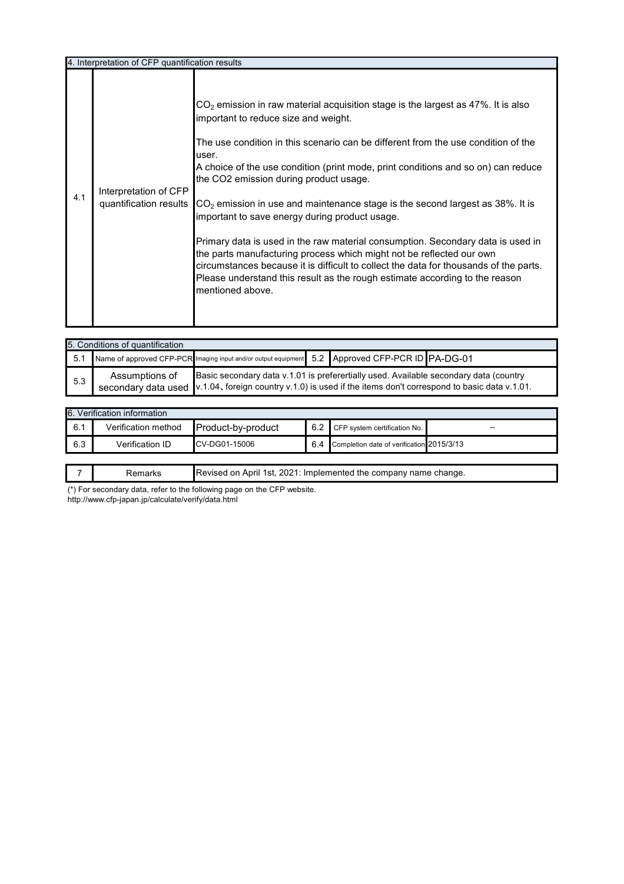| 4. Interpretation of CFP quantification results | | |
| --- | --- | --- |
| 4.1 | Interpretation of CFP quantification results | $CO_2$ emission in raw material acquisition stage is the largest as 47%. It is also important to reduce size and weight.<br><br>The use condition in this scenario can be different from the use condition of the user.<br>A choice of the use condition (print mode, print conditions and so on) can reduce the CO2 emission during product usage.<br><br>$CO_2$ emission in use and maintenance stage is the second largest as 38%. It is important to save energy during product usage.<br><br>Primary data is used in the raw material consumption. Secondary data is used in the parts manufacturing process which might not be reflected our own circumstances because it is difficult to collect the data for thousands of the parts. Please understand this result as the rough estimate according to the reason mentioned above. |

| 5. Conditions of quantification | | | | | |
| --- | --- | --- | --- | --- | --- |
| 5.1 | Name of approved CFP-PCR | Imaging input and/or output equipment | 5.2 | Approved CFP-PCR ID | PA-DG-01 |
| 5.3 | Assumptions of secondary data used | Basic secondary data v.1.01 is preferertially used. Available secondary data (country v.1.04、foreign country v.1.0) is used if the items don't correspond to basic data v.1.01. | | | |

| 6. Verification information | | | | | |
| --- | --- | --- | --- | --- | --- |
| 6.1 | Verification method | Product-by-product | 6.2 | CFP system certification No. | ― |
| 6.3 | Verification ID | CV-DG01-15006 | 6.4 | Completion date of verification | 2015/3/13 |

| | | |
| --- | --- | --- |
| 7 | Remarks | Revised on April 1st, 2021: Implemented the company name change. |

(*) For secondary data, refer to the following page on the CFP website.
http://www.cfp-japan.jp/calculate/verify/data.html